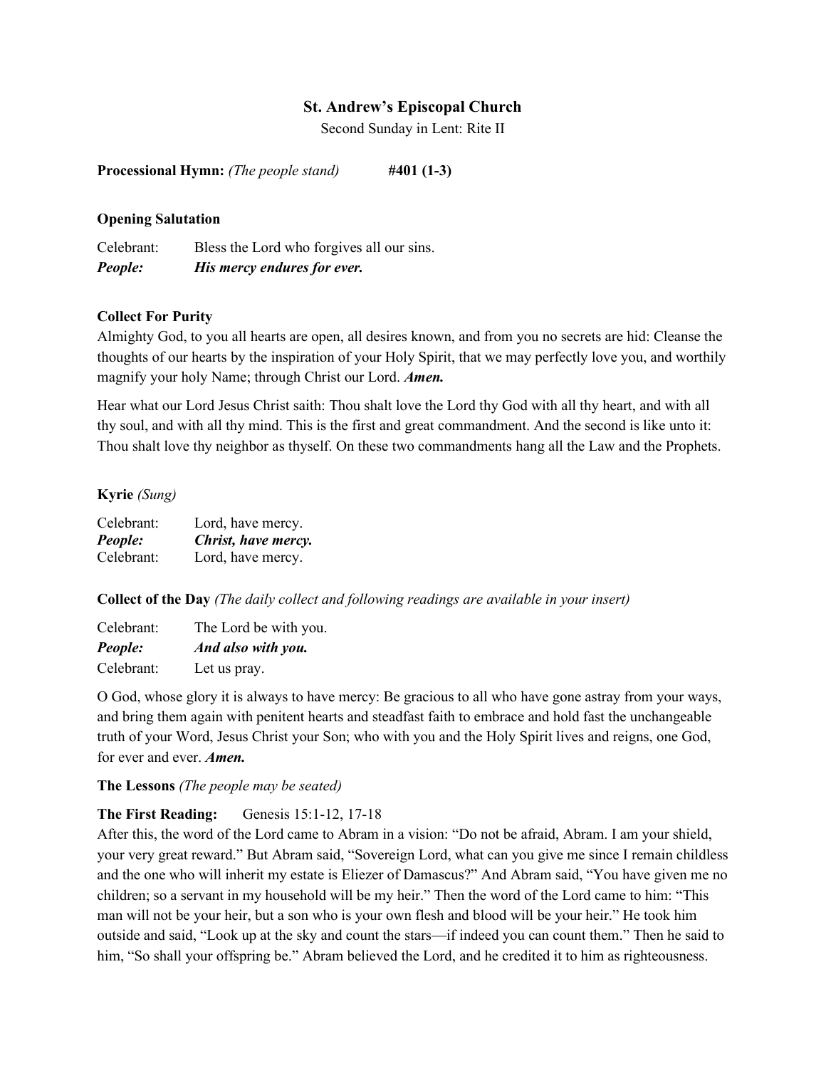# St. Andrew's Episcopal Church

Second Sunday in Lent: Rite II

**Processional Hymn:** *(The people stand)* **#401 (1-3)**

**Opening Salutation**

Celebrant: Bless the Lord who forgives all our sins.
***People: His mercy endures for ever.***

**Collect For Purity**

Almighty God, to you all hearts are open, all desires known, and from you no secrets are hid: Cleanse the thoughts of our hearts by the inspiration of your Holy Spirit, that we may perfectly love you, and worthily magnify your holy Name; through Christ our Lord. ***Amen.***

Hear what our Lord Jesus Christ saith: Thou shalt love the Lord thy God with all thy heart, and with all thy soul, and with all thy mind. This is the first and great commandment. And the second is like unto it: Thou shalt love thy neighbor as thyself. On these two commandments hang all the Law and the Prophets.

**Kyrie** *(Sung)*

Celebrant: Lord, have mercy.
***People: Christ, have mercy.***
Celebrant: Lord, have mercy.

**Collect of the Day** *(The daily collect and following readings are available in your insert)*

Celebrant: The Lord be with you.
***People: And also with you.***
Celebrant: Let us pray.

O God, whose glory it is always to have mercy: Be gracious to all who have gone astray from your ways, and bring them again with penitent hearts and steadfast faith to embrace and hold fast the unchangeable truth of your Word, Jesus Christ your Son; who with you and the Holy Spirit lives and reigns, one God, for ever and ever. ***Amen.***

**The Lessons** *(The people may be seated)*

**The First Reading:** Genesis 15:1-12, 17-18

After this, the word of the Lord came to Abram in a vision: "Do not be afraid, Abram. I am your shield, your very great reward." But Abram said, "Sovereign Lord, what can you give me since I remain childless and the one who will inherit my estate is Eliezer of Damascus?" And Abram said, "You have given me no children; so a servant in my household will be my heir." Then the word of the Lord came to him: "This man will not be your heir, but a son who is your own flesh and blood will be your heir." He took him outside and said, "Look up at the sky and count the stars—if indeed you can count them." Then he said to him, "So shall your offspring be." Abram believed the Lord, and he credited it to him as righteousness.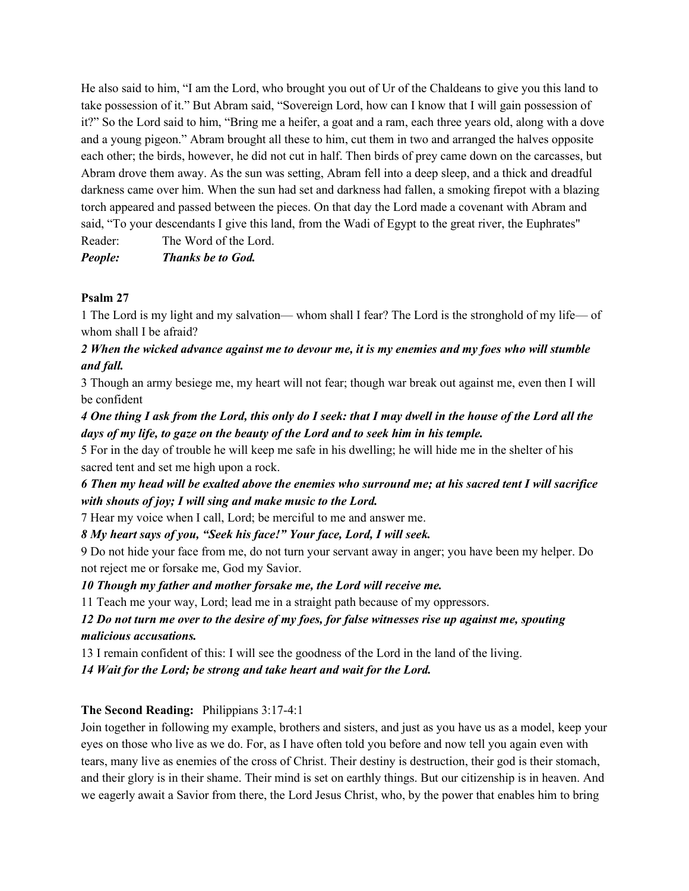He also said to him, "I am the Lord, who brought you out of Ur of the Chaldeans to give you this land to take possession of it." But Abram said, "Sovereign Lord, how can I know that I will gain possession of it?" So the Lord said to him, "Bring me a heifer, a goat and a ram, each three years old, along with a dove and a young pigeon." Abram brought all these to him, cut them in two and arranged the halves opposite each other; the birds, however, he did not cut in half. Then birds of prey came down on the carcasses, but Abram drove them away. As the sun was setting, Abram fell into a deep sleep, and a thick and dreadful darkness came over him. When the sun had set and darkness had fallen, a smoking firepot with a blazing torch appeared and passed between the pieces. On that day the Lord made a covenant with Abram and said, "To your descendants I give this land, from the Wadi of Egypt to the great river, the Euphrates"

Reader: The Word of the Lord.

***People: Thanks be to God.***

**Psalm 27**

1 The Lord is my light and my salvation— whom shall I fear? The Lord is the stronghold of my life— of whom shall I be afraid?

***2 When the wicked advance against me to devour me, it is my enemies and my foes who will stumble and fall.***

3 Though an army besiege me, my heart will not fear; though war break out against me, even then I will be confident

***4 One thing I ask from the Lord, this only do I seek: that I may dwell in the house of the Lord all the days of my life, to gaze on the beauty of the Lord and to seek him in his temple.***

5 For in the day of trouble he will keep me safe in his dwelling; he will hide me in the shelter of his sacred tent and set me high upon a rock.

***6 Then my head will be exalted above the enemies who surround me; at his sacred tent I will sacrifice with shouts of joy; I will sing and make music to the Lord.***

7 Hear my voice when I call, Lord; be merciful to me and answer me.

***8 My heart says of you, "Seek his face!" Your face, Lord, I will seek.***

9 Do not hide your face from me, do not turn your servant away in anger; you have been my helper. Do not reject me or forsake me, God my Savior.

***10 Though my father and mother forsake me, the Lord will receive me.***

11 Teach me your way, Lord; lead me in a straight path because of my oppressors.

***12 Do not turn me over to the desire of my foes, for false witnesses rise up against me, spouting malicious accusations.***

13 I remain confident of this: I will see the goodness of the Lord in the land of the living.

***14 Wait for the Lord; be strong and take heart and wait for the Lord.***

**The Second Reading:** Philippians 3:17-4:1

Join together in following my example, brothers and sisters, and just as you have us as a model, keep your eyes on those who live as we do. For, as I have often told you before and now tell you again even with tears, many live as enemies of the cross of Christ. Their destiny is destruction, their god is their stomach, and their glory is in their shame. Their mind is set on earthly things. But our citizenship is in heaven. And we eagerly await a Savior from there, the Lord Jesus Christ, who, by the power that enables him to bring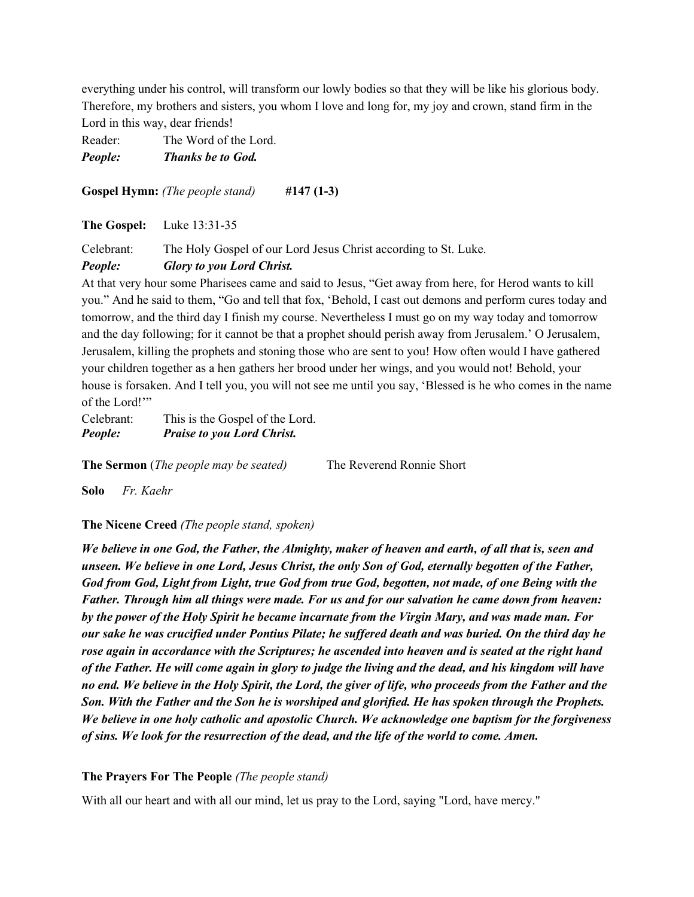everything under his control, will transform our lowly bodies so that they will be like his glorious body. Therefore, my brothers and sisters, you whom I love and long for, my joy and crown, stand firm in the Lord in this way, dear friends!

Reader: The Word of the Lord.
***People: Thanks be to God.***

**Gospel Hymn:** *(The people stand)* **#147 (1-3)**

**The Gospel:** Luke 13:31-35

Celebrant: The Holy Gospel of our Lord Jesus Christ according to St. Luke.
***People: Glory to you Lord Christ.***

At that very hour some Pharisees came and said to Jesus, "Get away from here, for Herod wants to kill you." And he said to them, "Go and tell that fox, 'Behold, I cast out demons and perform cures today and tomorrow, and the third day I finish my course. Nevertheless I must go on my way today and tomorrow and the day following; for it cannot be that a prophet should perish away from Jerusalem.' O Jerusalem, Jerusalem, killing the prophets and stoning those who are sent to you! How often would I have gathered your children together as a hen gathers her brood under her wings, and you would not! Behold, your house is forsaken. And I tell you, you will not see me until you say, 'Blessed is he who comes in the name of the Lord!'"

Celebrant: This is the Gospel of the Lord.
***People: Praise to you Lord Christ.***

**The Sermon** (*The people may be seated*) The Reverend Ronnie Short

**Solo** *Fr. Kaehr*

**The Nicene Creed** *(The people stand, spoken)*

***We believe in one God, the Father, the Almighty, maker of heaven and earth, of all that is, seen and unseen. We believe in one Lord, Jesus Christ, the only Son of God, eternally begotten of the Father, God from God, Light from Light, true God from true God, begotten, not made, of one Being with the Father. Through him all things were made. For us and for our salvation he came down from heaven: by the power of the Holy Spirit he became incarnate from the Virgin Mary, and was made man. For our sake he was crucified under Pontius Pilate; he suffered death and was buried. On the third day he rose again in accordance with the Scriptures; he ascended into heaven and is seated at the right hand of the Father. He will come again in glory to judge the living and the dead, and his kingdom will have no end. We believe in the Holy Spirit, the Lord, the giver of life, who proceeds from the Father and the Son. With the Father and the Son he is worshiped and glorified. He has spoken through the Prophets. We believe in one holy catholic and apostolic Church. We acknowledge one baptism for the forgiveness of sins. We look for the resurrection of the dead, and the life of the world to come. Amen.***

**The Prayers For The People** *(The people stand)*

With all our heart and with all our mind, let us pray to the Lord, saying "Lord, have mercy."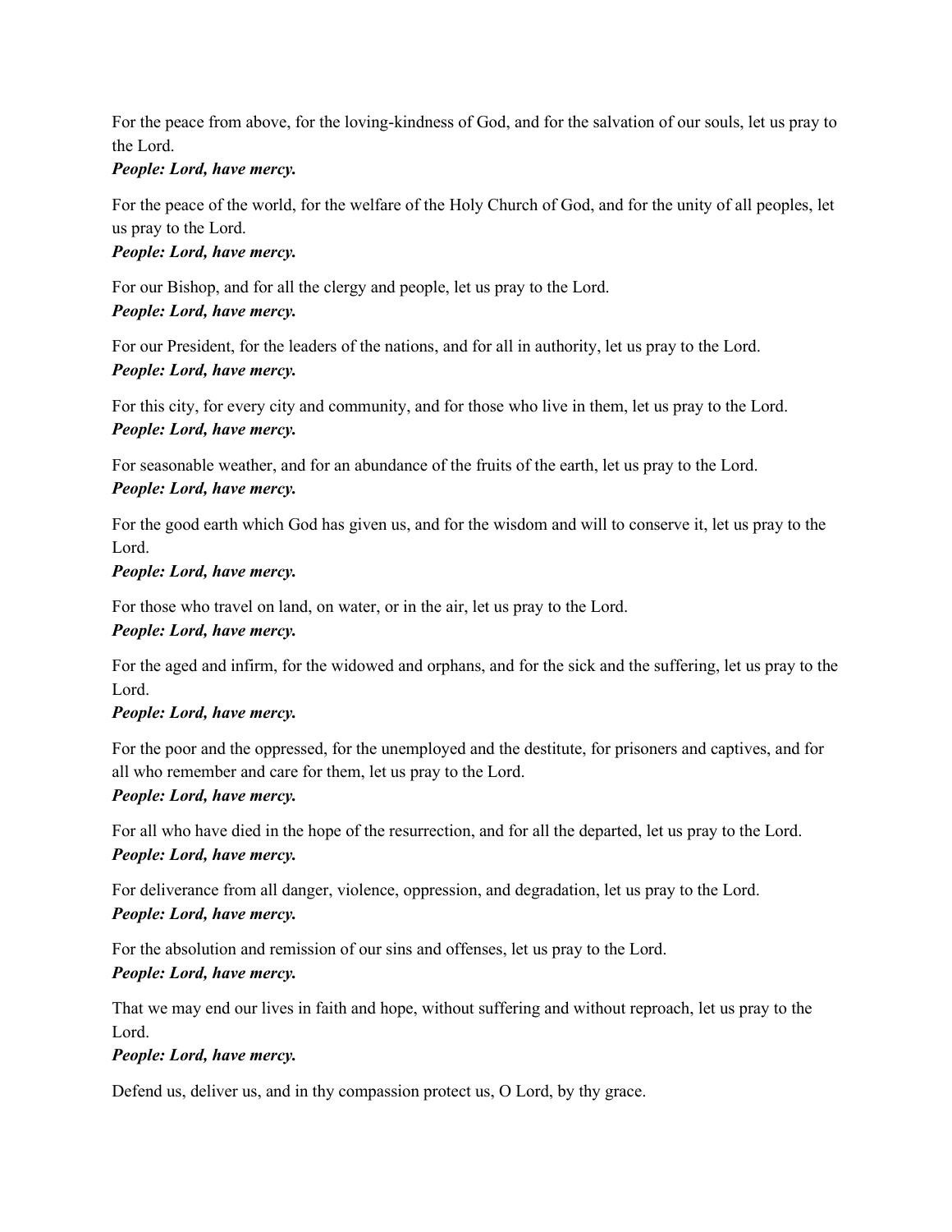For the peace from above, for the loving-kindness of God, and for the salvation of our souls, let us pray to the Lord.
***People: Lord, have mercy.***

For the peace of the world, for the welfare of the Holy Church of God, and for the unity of all peoples, let us pray to the Lord.
***People: Lord, have mercy.***

For our Bishop, and for all the clergy and people, let us pray to the Lord.
***People: Lord, have mercy.***

For our President, for the leaders of the nations, and for all in authority, let us pray to the Lord.
***People: Lord, have mercy.***

For this city, for every city and community, and for those who live in them, let us pray to the Lord.
***People: Lord, have mercy.***

For seasonable weather, and for an abundance of the fruits of the earth, let us pray to the Lord.
***People: Lord, have mercy.***

For the good earth which God has given us, and for the wisdom and will to conserve it, let us pray to the Lord.
***People: Lord, have mercy.***

For those who travel on land, on water, or in the air, let us pray to the Lord.
***People: Lord, have mercy.***

For the aged and infirm, for the widowed and orphans, and for the sick and the suffering, let us pray to the Lord.
***People: Lord, have mercy.***

For the poor and the oppressed, for the unemployed and the destitute, for prisoners and captives, and for all who remember and care for them, let us pray to the Lord.
***People: Lord, have mercy.***

For all who have died in the hope of the resurrection, and for all the departed, let us pray to the Lord.
***People: Lord, have mercy.***

For deliverance from all danger, violence, oppression, and degradation, let us pray to the Lord.
***People: Lord, have mercy.***

For the absolution and remission of our sins and offenses, let us pray to the Lord.
***People: Lord, have mercy.***

That we may end our lives in faith and hope, without suffering and without reproach, let us pray to the Lord.
***People: Lord, have mercy.***

Defend us, deliver us, and in thy compassion protect us, O Lord, by thy grace.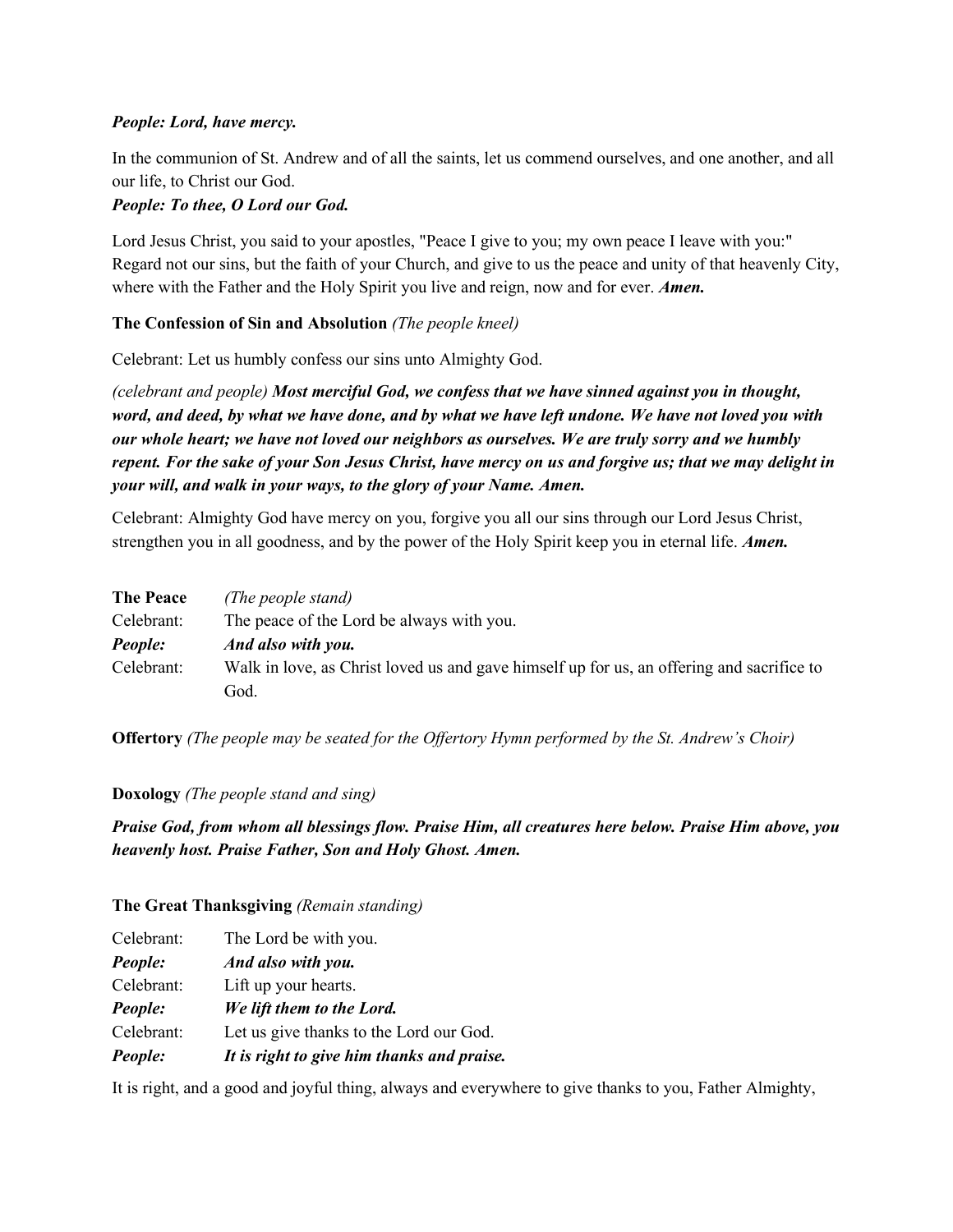***People: Lord, have mercy.***

In the communion of St. Andrew and of all the saints, let us commend ourselves, and one another, and all our life, to Christ our God.

***People: To thee, O Lord our God.***

Lord Jesus Christ, you said to your apostles, "Peace I give to you; my own peace I leave with you:" Regard not our sins, but the faith of your Church, and give to us the peace and unity of that heavenly City, where with the Father and the Holy Spirit you live and reign, now and for ever. ***Amen.***

**The Confession of Sin and Absolution** *(The people kneel)*

Celebrant: Let us humbly confess our sins unto Almighty God.

*(celebrant and people)* ***Most merciful God, we confess that we have sinned against you in thought, word, and deed, by what we have done, and by what we have left undone. We have not loved you with our whole heart; we have not loved our neighbors as ourselves. We are truly sorry and we humbly repent. For the sake of your Son Jesus Christ, have mercy on us and forgive us; that we may delight in your will, and walk in your ways, to the glory of your Name. Amen.***

Celebrant: Almighty God have mercy on you, forgive you all our sins through our Lord Jesus Christ, strengthen you in all goodness, and by the power of the Holy Spirit keep you in eternal life. ***Amen.***

| **The Peace** | *(The people stand)* |
|---|---|
| Celebrant: | The peace of the Lord be always with you. |
| ***People:*** | ***And also with you.*** |
| Celebrant: | Walk in love, as Christ loved us and gave himself up for us, an offering and sacrifice to God. |

**Offertory** *(The people may be seated for the Offertory Hymn performed by the St. Andrew's Choir)*

**Doxology** *(The people stand and sing)*

***Praise God, from whom all blessings flow. Praise Him, all creatures here below. Praise Him above, you heavenly host. Praise Father, Son and Holy Ghost. Amen.***

**The Great Thanksgiving** *(Remain standing)*

| Celebrant: | The Lord be with you. |
|---|---|
| ***People:*** | ***And also with you.*** |
| Celebrant: | Lift up your hearts. |
| ***People:*** | ***We lift them to the Lord.*** |
| Celebrant: | Let us give thanks to the Lord our God. |
| ***People:*** | ***It is right to give him thanks and praise.*** |

It is right, and a good and joyful thing, always and everywhere to give thanks to you, Father Almighty,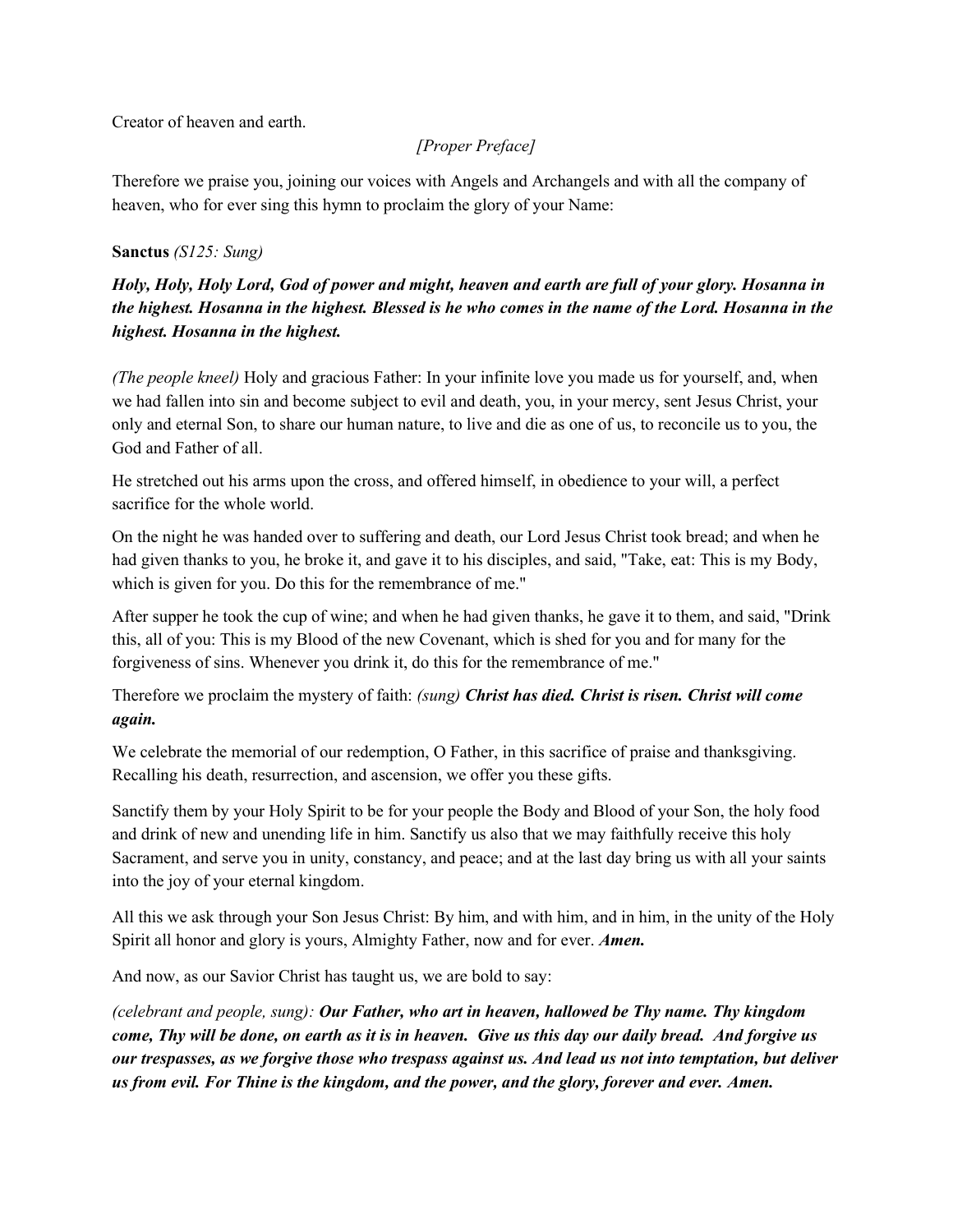Creator of heaven and earth.

*[Proper Preface]*

Therefore we praise you, joining our voices with Angels and Archangels and with all the company of heaven, who for ever sing this hymn to proclaim the glory of your Name:

**Sanctus** *(S125: Sung)*

***Holy, Holy, Holy Lord, God of power and might, heaven and earth are full of your glory. Hosanna in the highest. Hosanna in the highest. Blessed is he who comes in the name of the Lord. Hosanna in the highest. Hosanna in the highest.***

*(The people kneel)* Holy and gracious Father: In your infinite love you made us for yourself, and, when we had fallen into sin and become subject to evil and death, you, in your mercy, sent Jesus Christ, your only and eternal Son, to share our human nature, to live and die as one of us, to reconcile us to you, the God and Father of all.

He stretched out his arms upon the cross, and offered himself, in obedience to your will, a perfect sacrifice for the whole world.

On the night he was handed over to suffering and death, our Lord Jesus Christ took bread; and when he had given thanks to you, he broke it, and gave it to his disciples, and said, "Take, eat: This is my Body, which is given for you. Do this for the remembrance of me."

After supper he took the cup of wine; and when he had given thanks, he gave it to them, and said, "Drink this, all of you: This is my Blood of the new Covenant, which is shed for you and for many for the forgiveness of sins. Whenever you drink it, do this for the remembrance of me."

Therefore we proclaim the mystery of faith: *(sung)* ***Christ has died. Christ is risen. Christ will come again.***

We celebrate the memorial of our redemption, O Father, in this sacrifice of praise and thanksgiving. Recalling his death, resurrection, and ascension, we offer you these gifts.

Sanctify them by your Holy Spirit to be for your people the Body and Blood of your Son, the holy food and drink of new and unending life in him. Sanctify us also that we may faithfully receive this holy Sacrament, and serve you in unity, constancy, and peace; and at the last day bring us with all your saints into the joy of your eternal kingdom.

All this we ask through your Son Jesus Christ: By him, and with him, and in him, in the unity of the Holy Spirit all honor and glory is yours, Almighty Father, now and for ever. ***Amen.***

And now, as our Savior Christ has taught us, we are bold to say:

*(celebrant and people, sung):* ***Our Father, who art in heaven, hallowed be Thy name. Thy kingdom come, Thy will be done, on earth as it is in heaven. Give us this day our daily bread. And forgive us our trespasses, as we forgive those who trespass against us. And lead us not into temptation, but deliver us from evil. For Thine is the kingdom, and the power, and the glory, forever and ever. Amen.***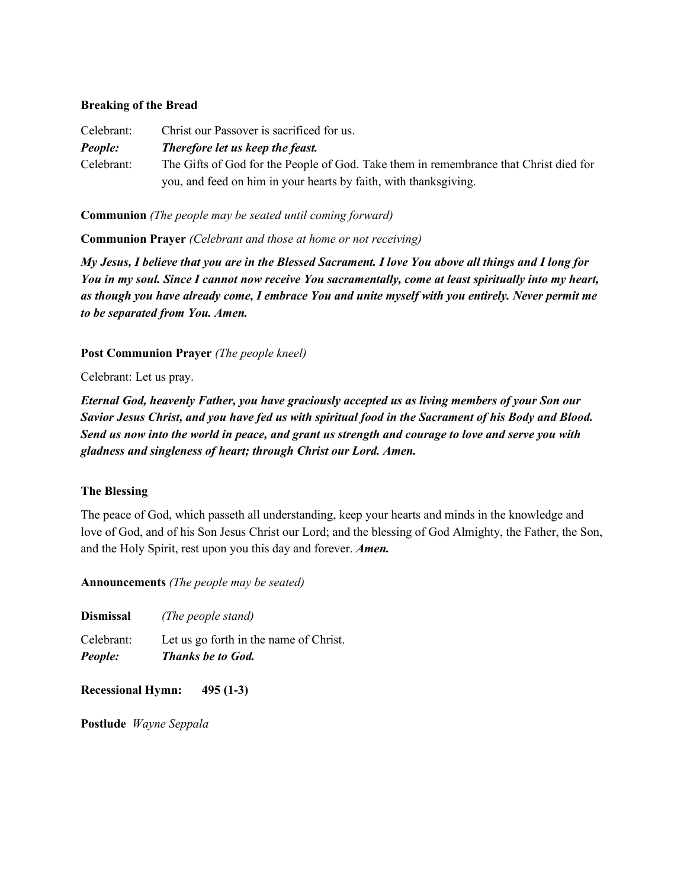**Breaking of the Bread**

Celebrant: Christ our Passover is sacrificed for us.
***People: Therefore let us keep the feast.***
Celebrant: The Gifts of God for the People of God. Take them in remembrance that Christ died for you, and feed on him in your hearts by faith, with thanksgiving.

**Communion** *(The people may be seated until coming forward)*

**Communion Prayer** *(Celebrant and those at home or not receiving)*

***My Jesus, I believe that you are in the Blessed Sacrament. I love You above all things and I long for You in my soul. Since I cannot now receive You sacramentally, come at least spiritually into my heart, as though you have already come, I embrace You and unite myself with you entirely. Never permit me to be separated from You. Amen.***

**Post Communion Prayer** *(The people kneel)*

Celebrant: Let us pray.

***Eternal God, heavenly Father, you have graciously accepted us as living members of your Son our Savior Jesus Christ, and you have fed us with spiritual food in the Sacrament of his Body and Blood. Send us now into the world in peace, and grant us strength and courage to love and serve you with gladness and singleness of heart; through Christ our Lord. Amen.***

**The Blessing**

The peace of God, which passeth all understanding, keep your hearts and minds in the knowledge and love of God, and of his Son Jesus Christ our Lord; and the blessing of God Almighty, the Father, the Son, and the Holy Spirit, rest upon you this day and forever. ***Amen.***

**Announcements** *(The people may be seated)*

**Dismissal** *(The people stand)*

Celebrant: Let us go forth in the name of Christ.
***People: Thanks be to God.***

**Recessional Hymn: 495 (1-3)**

**Postlude** *Wayne Seppala*